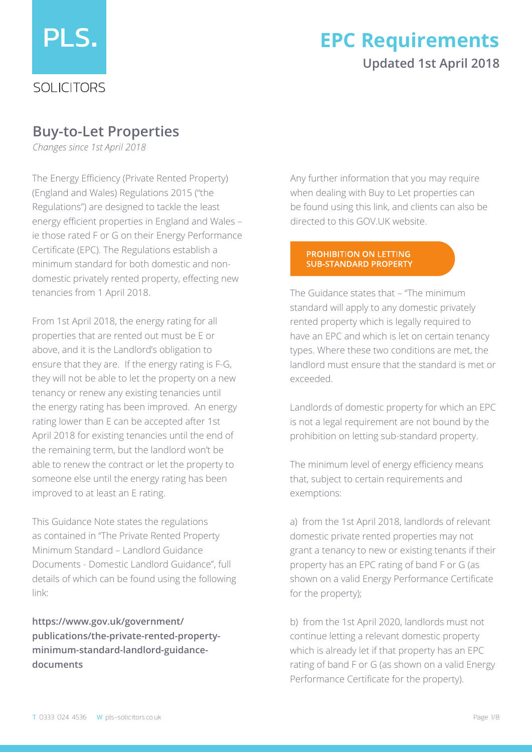PLS.

SOLICITORS

# EPC Requirements

**Updated 1st April 2018**

## Buy-to-Let Properties

*Changes since 1st April 2018*

The Energy Efficiency (Private Rented Property) (England and Wales) Regulations 2015 ("the Regulations") are designed to tackle the least energy efficient properties in England and Wales – ie those rated F or G on their Energy Performance Certificate (EPC). The Regulations establish a minimum standard for both domestic and non-domestic privately rented property, effecting new tenancies from 1 April 2018.

From 1st April 2018, the energy rating for all properties that are rented out must be E or above, and it is the Landlord's obligation to ensure that they are. If the energy rating is F-G, they will not be able to let the property on a new tenancy or renew any existing tenancies until the energy rating has been improved. An energy rating lower than E can be accepted after 1st April 2018 for existing tenancies until the end of the remaining term, but the landlord won't be able to renew the contract or let the property to someone else until the energy rating has been improved to at least an E rating.

This Guidance Note states the regulations as contained in "The Private Rented Property Minimum Standard – Landlord Guidance Documents - Domestic Landlord Guidance", full details of which can be found using the following link:

**https://www.gov.uk/government/publications/the-private-rented-property-minimum-standard-landlord-guidance-documents**

Any further information that you may require when dealing with Buy to Let properties can be found using this link, and clients can also be directed to this GOV.UK website.

### PROHIBITION ON LETTING SUB-STANDARD PROPERTY

The Guidance states that – "The minimum standard will apply to any domestic privately rented property which is legally required to have an EPC and which is let on certain tenancy types. Where these two conditions are met, the landlord must ensure that the standard is met or exceeded.

Landlords of domestic property for which an EPC is not a legal requirement are not bound by the prohibition on letting sub-standard property.

The minimum level of energy efficiency means that, subject to certain requirements and exemptions:

a) from the 1st April 2018, landlords of relevant domestic private rented properties may not grant a tenancy to new or existing tenants if their property has an EPC rating of band F or G (as shown on a valid Energy Performance Certificate for the property);

b) from the 1st April 2020, landlords must not continue letting a relevant domestic property which is already let if that property has an EPC rating of band F or G (as shown on a valid Energy Performance Certificate for the property).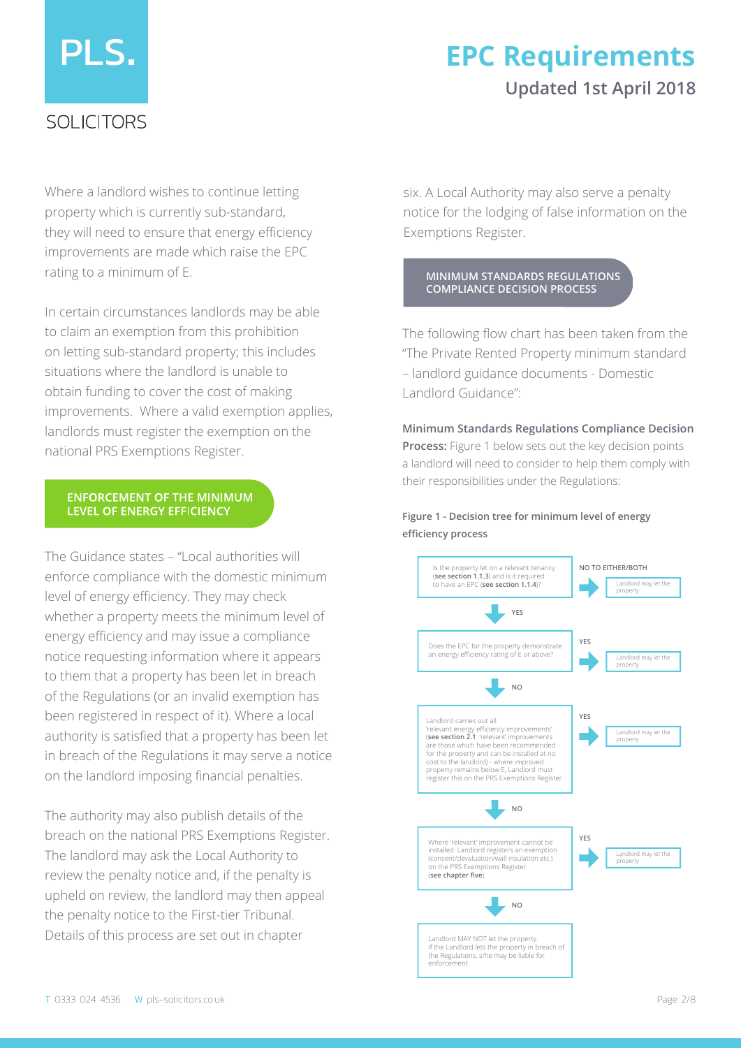Where a landlord wishes to continue letting property which is currently sub-standard, they will need to ensure that energy efficiency improvements are made which raise the EPC rating to a minimum of E.

In certain circumstances landlords may be able to claim an exemption from this prohibition on letting sub-standard property; this includes situations where the landlord is unable to obtain funding to cover the cost of making improvements. Where a valid exemption applies, landlords must register the exemption on the national PRS Exemptions Register.

## ENFORCEMENT OF THE MINIMUM LEVEL OF ENERGY EFFICIENCY

The Guidance states – "Local authorities will enforce compliance with the domestic minimum level of energy efficiency. They may check whether a property meets the minimum level of energy efficiency and may issue a compliance notice requesting information where it appears to them that a property has been let in breach of the Regulations (or an invalid exemption has been registered in respect of it). Where a local authority is satisfied that a property has been let in breach of the Regulations it may serve a notice on the landlord imposing financial penalties.

The authority may also publish details of the breach on the national PRS Exemptions Register. The landlord may ask the Local Authority to review the penalty notice and, if the penalty is upheld on review, the landlord may then appeal the penalty notice to the First-tier Tribunal. Details of this process are set out in chapter six. A Local Authority may also serve a penalty notice for the lodging of false information on the Exemptions Register.

## MINIMUM STANDARDS REGULATIONS COMPLIANCE DECISION PROCESS

The following flow chart has been taken from the "The Private Rented Property minimum standard – landlord guidance documents - Domestic Landlord Guidance":

**Minimum Standards Regulations Compliance Decision Process:** Figure 1 below sets out the key decision points a landlord will need to consider to help them comply with their responsibilities under the Regulations:

**Figure 1 - Decision tree for minimum level of energy efficiency process**

1. Is the property let on a relevant tenancy (**see section 1.1.3**) and is it required to have an EPC (**see section 1.1.4**)?
   - NO TO EITHER/BOTH → Landlord may let the property
   - YES ↓
2. Does the EPC for the property demonstrate an energy efficiency rating of E or above?
   - YES → Landlord may let the property
   - NO ↓
3. Landlord carries out all 'relevant energy efficiency improvements' (**see section 2.1**: 'relevant' improvements are those which have been recommended for the property and can be installed at no cost to the landlord) - where improved property remains below E, Landlord must register this on the PRS Exemptions Register.
   - YES → Landlord may let the property
   - NO ↓
4. Where 'relevant' improvement cannot be installed: Landlord registers an exemption (consent/devaluation/wall insulation etc.) on the PRS Exemptions Register (**see chapter five**)
   - YES → Landlord may let the property
   - NO ↓
5. Landlord MAY NOT let the property. If the Landlord lets the property in breach of the Regulations, s/he may be liable for enforcement.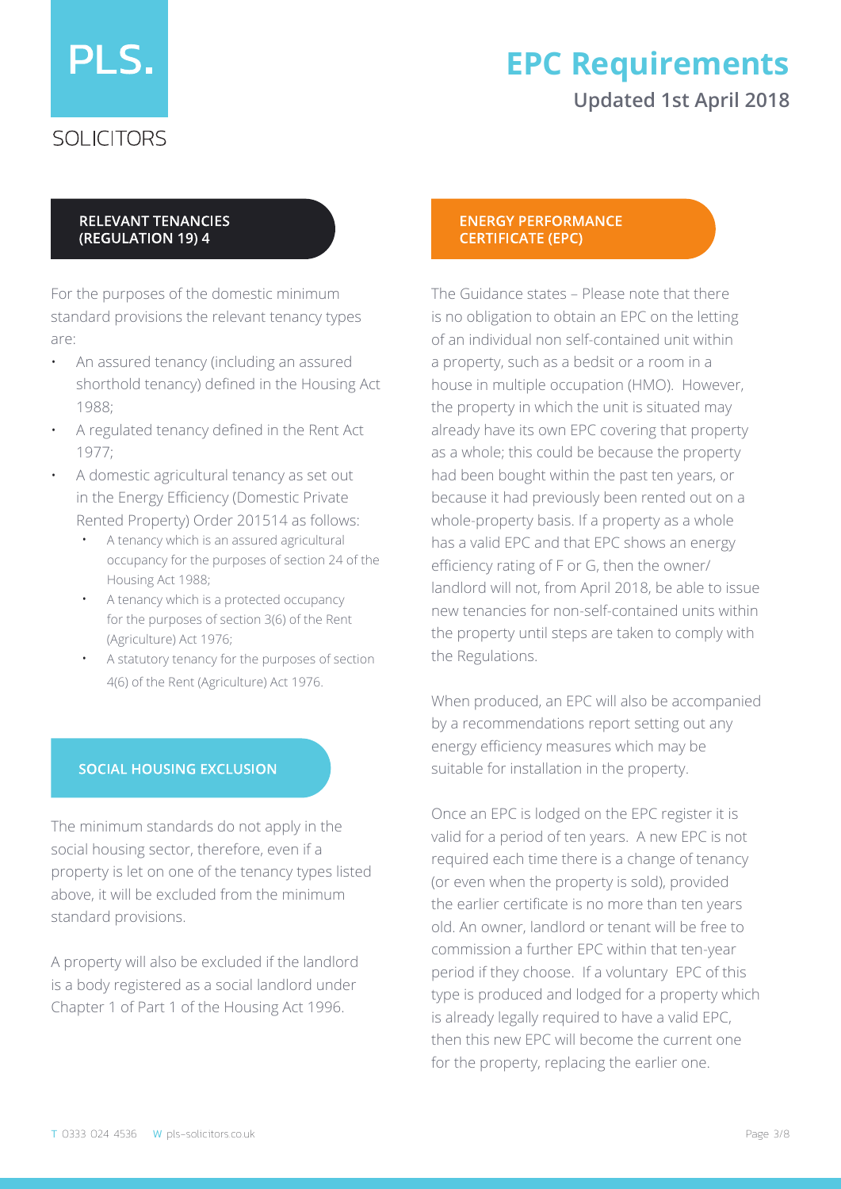## RELEVANT TENANCIES (REGULATION 19) 4

For the purposes of the domestic minimum standard provisions the relevant tenancy types are:

- An assured tenancy (including an assured shorthold tenancy) defined in the Housing Act 1988;
- A regulated tenancy defined in the Rent Act 1977;
- A domestic agricultural tenancy as set out in the Energy Efficiency (Domestic Private Rented Property) Order 201514 as follows:
  - A tenancy which is an assured agricultural occupancy for the purposes of section 24 of the Housing Act 1988;
  - A tenancy which is a protected occupancy for the purposes of section 3(6) of the Rent (Agriculture) Act 1976;
  - A statutory tenancy for the purposes of section 4(6) of the Rent (Agriculture) Act 1976.

## SOCIAL HOUSING EXCLUSION

The minimum standards do not apply in the social housing sector, therefore, even if a property is let on one of the tenancy types listed above, it will be excluded from the minimum standard provisions.

A property will also be excluded if the landlord is a body registered as a social landlord under Chapter 1 of Part 1 of the Housing Act 1996.

## ENERGY PERFORMANCE CERTIFICATE (EPC)

The Guidance states – Please note that there is no obligation to obtain an EPC on the letting of an individual non self-contained unit within a property, such as a bedsit or a room in a house in multiple occupation (HMO). However, the property in which the unit is situated may already have its own EPC covering that property as a whole; this could be because the property had been bought within the past ten years, or because it had previously been rented out on a whole-property basis. If a property as a whole has a valid EPC and that EPC shows an energy efficiency rating of F or G, then the owner/landlord will not, from April 2018, be able to issue new tenancies for non-self-contained units within the property until steps are taken to comply with the Regulations.

When produced, an EPC will also be accompanied by a recommendations report setting out any energy efficiency measures which may be suitable for installation in the property.

Once an EPC is lodged on the EPC register it is valid for a period of ten years. A new EPC is not required each time there is a change of tenancy (or even when the property is sold), provided the earlier certificate is no more than ten years old. An owner, landlord or tenant will be free to commission a further EPC within that ten-year period if they choose. If a voluntary EPC of this type is produced and lodged for a property which is already legally required to have a valid EPC, then this new EPC will become the current one for the property, replacing the earlier one.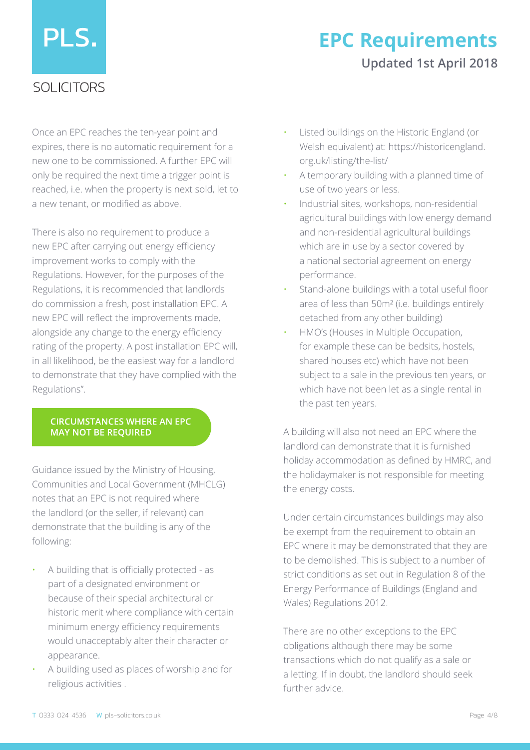Once an EPC reaches the ten-year point and expires, there is no automatic requirement for a new one to be commissioned. A further EPC will only be required the next time a trigger point is reached, i.e. when the property is next sold, let to a new tenant, or modified as above.

There is also no requirement to produce a new EPC after carrying out energy efficiency improvement works to comply with the Regulations. However, for the purposes of the Regulations, it is recommended that landlords do commission a fresh, post installation EPC. A new EPC will reflect the improvements made, alongside any change to the energy efficiency rating of the property. A post installation EPC will, in all likelihood, be the easiest way for a landlord to demonstrate that they have complied with the Regulations".

## CIRCUMSTANCES WHERE AN EPC MAY NOT BE REQUIRED

Guidance issued by the Ministry of Housing, Communities and Local Government (MHCLG) notes that an EPC is not required where the landlord (or the seller, if relevant) can demonstrate that the building is any of the following:

- A building that is officially protected - as part of a designated environment or because of their special architectural or historic merit where compliance with certain minimum energy efficiency requirements would unacceptably alter their character or appearance.
- A building used as places of worship and for religious activities .
- Listed buildings on the Historic England (or Welsh equivalent) at: https://historicengland.org.uk/listing/the-list/
- A temporary building with a planned time of use of two years or less.
- Industrial sites, workshops, non-residential agricultural buildings with low energy demand and non-residential agricultural buildings which are in use by a sector covered by a national sectorial agreement on energy performance.
- Stand-alone buildings with a total useful floor area of less than 50m² (i.e. buildings entirely detached from any other building)
- HMO's (Houses in Multiple Occupation, for example these can be bedsits, hostels, shared houses etc) which have not been subject to a sale in the previous ten years, or which have not been let as a single rental in the past ten years.

A building will also not need an EPC where the landlord can demonstrate that it is furnished holiday accommodation as defined by HMRC, and the holidaymaker is not responsible for meeting the energy costs.

Under certain circumstances buildings may also be exempt from the requirement to obtain an EPC where it may be demonstrated that they are to be demolished. This is subject to a number of strict conditions as set out in Regulation 8 of the Energy Performance of Buildings (England and Wales) Regulations 2012.

There are no other exceptions to the EPC obligations although there may be some transactions which do not qualify as a sale or a letting. If in doubt, the landlord should seek further advice.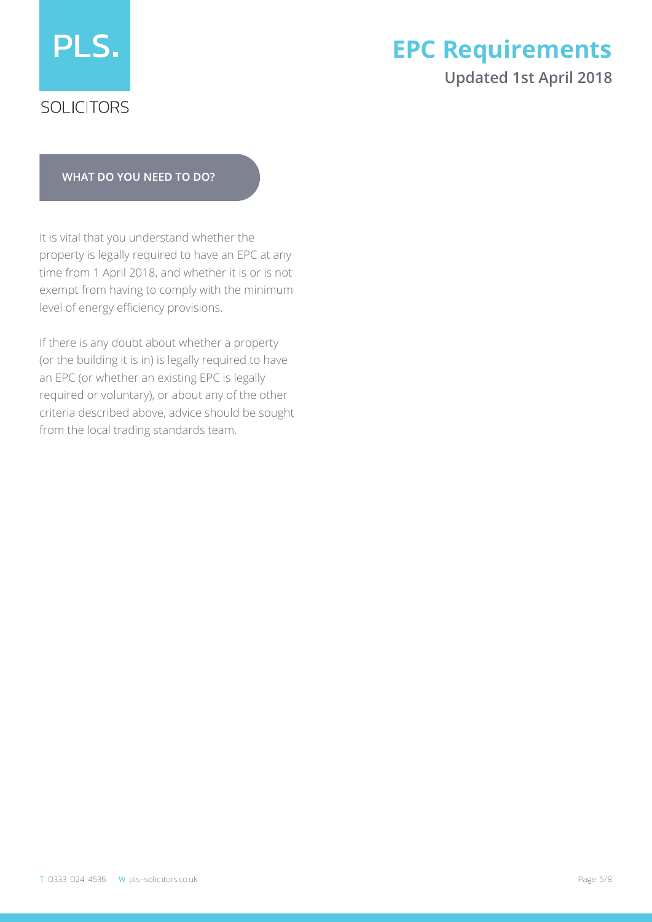## WHAT DO YOU NEED TO DO?

It is vital that you understand whether the property is legally required to have an EPC at any time from 1 April 2018, and whether it is or is not exempt from having to comply with the minimum level of energy efficiency provisions.

If there is any doubt about whether a property (or the building it is in) is legally required to have an EPC (or whether an existing EPC is legally required or voluntary), or about any of the other criteria described above, advice should be sought from the local trading standards team.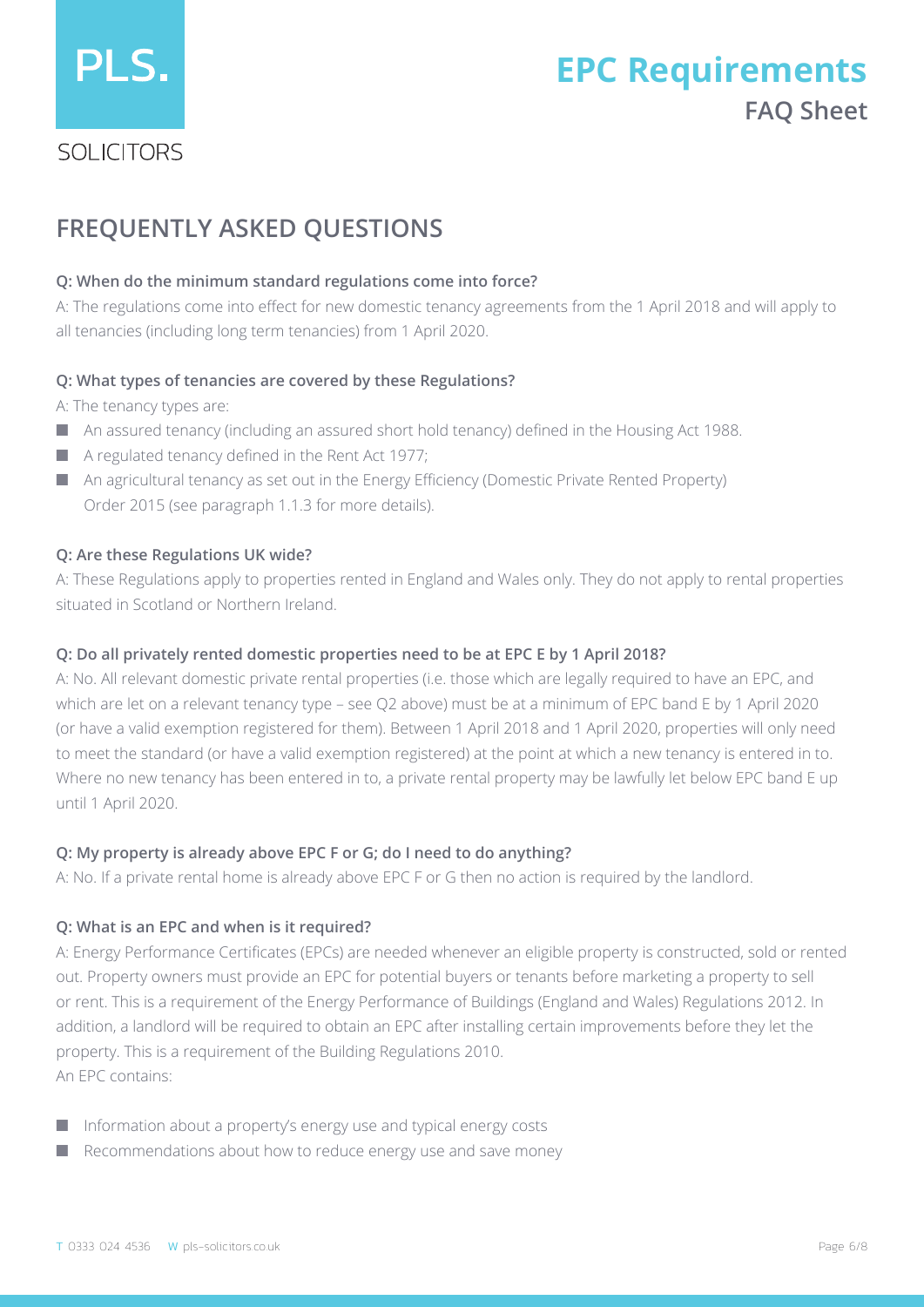## FREQUENTLY ASKED QUESTIONS

**Q: When do the minimum standard regulations come into force?**

A: The regulations come into effect for new domestic tenancy agreements from the 1 April 2018 and will apply to all tenancies (including long term tenancies) from 1 April 2020.

**Q: What types of tenancies are covered by these Regulations?**

A: The tenancy types are:

- An assured tenancy (including an assured short hold tenancy) defined in the Housing Act 1988.
- A regulated tenancy defined in the Rent Act 1977;
- An agricultural tenancy as set out in the Energy Efficiency (Domestic Private Rented Property) Order 2015 (see paragraph 1.1.3 for more details).

**Q: Are these Regulations UK wide?**

A: These Regulations apply to properties rented in England and Wales only. They do not apply to rental properties situated in Scotland or Northern Ireland.

**Q: Do all privately rented domestic properties need to be at EPC E by 1 April 2018?**

A: No. All relevant domestic private rental properties (i.e. those which are legally required to have an EPC, and which are let on a relevant tenancy type – see Q2 above) must be at a minimum of EPC band E by 1 April 2020 (or have a valid exemption registered for them). Between 1 April 2018 and 1 April 2020, properties will only need to meet the standard (or have a valid exemption registered) at the point at which a new tenancy is entered in to. Where no new tenancy has been entered in to, a private rental property may be lawfully let below EPC band E up until 1 April 2020.

**Q: My property is already above EPC F or G; do I need to do anything?**

A: No. If a private rental home is already above EPC F or G then no action is required by the landlord.

**Q: What is an EPC and when is it required?**

A: Energy Performance Certificates (EPCs) are needed whenever an eligible property is constructed, sold or rented out. Property owners must provide an EPC for potential buyers or tenants before marketing a property to sell or rent. This is a requirement of the Energy Performance of Buildings (England and Wales) Regulations 2012. In addition, a landlord will be required to obtain an EPC after installing certain improvements before they let the property. This is a requirement of the Building Regulations 2010.
An EPC contains:

- Information about a property's energy use and typical energy costs
- Recommendations about how to reduce energy use and save money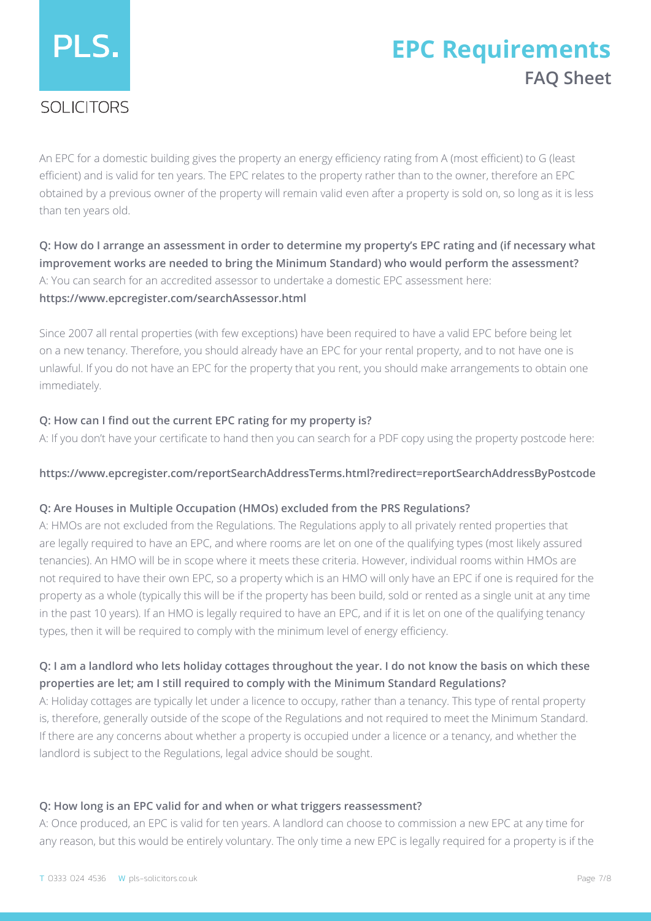An EPC for a domestic building gives the property an energy efficiency rating from A (most efficient) to G (least efficient) and is valid for ten years. The EPC relates to the property rather than to the owner, therefore an EPC obtained by a previous owner of the property will remain valid even after a property is sold on, so long as it is less than ten years old.

**Q: How do I arrange an assessment in order to determine my property's EPC rating and (if necessary what improvement works are needed to bring the Minimum Standard) who would perform the assessment?**
A: You can search for an accredited assessor to undertake a domestic EPC assessment here:
**https://www.epcregister.com/searchAssessor.html**

Since 2007 all rental properties (with few exceptions) have been required to have a valid EPC before being let on a new tenancy. Therefore, you should already have an EPC for your rental property, and to not have one is unlawful. If you do not have an EPC for the property that you rent, you should make arrangements to obtain one immediately.

**Q: How can I find out the current EPC rating for my property is?**
A: If you don't have your certificate to hand then you can search for a PDF copy using the property postcode here:

**https://www.epcregister.com/reportSearchAddressTerms.html?redirect=reportSearchAddressByPostcode**

**Q: Are Houses in Multiple Occupation (HMOs) excluded from the PRS Regulations?**
A: HMOs are not excluded from the Regulations. The Regulations apply to all privately rented properties that are legally required to have an EPC, and where rooms are let on one of the qualifying types (most likely assured tenancies). An HMO will be in scope where it meets these criteria. However, individual rooms within HMOs are not required to have their own EPC, so a property which is an HMO will only have an EPC if one is required for the property as a whole (typically this will be if the property has been build, sold or rented as a single unit at any time in the past 10 years). If an HMO is legally required to have an EPC, and if it is let on one of the qualifying tenancy types, then it will be required to comply with the minimum level of energy efficiency.

**Q: I am a landlord who lets holiday cottages throughout the year. I do not know the basis on which these properties are let; am I still required to comply with the Minimum Standard Regulations?**
A: Holiday cottages are typically let under a licence to occupy, rather than a tenancy. This type of rental property is, therefore, generally outside of the scope of the Regulations and not required to meet the Minimum Standard. If there are any concerns about whether a property is occupied under a licence or a tenancy, and whether the landlord is subject to the Regulations, legal advice should be sought.

**Q: How long is an EPC valid for and when or what triggers reassessment?**
A: Once produced, an EPC is valid for ten years. A landlord can choose to commission a new EPC at any time for any reason, but this would be entirely voluntary. The only time a new EPC is legally required for a property is if the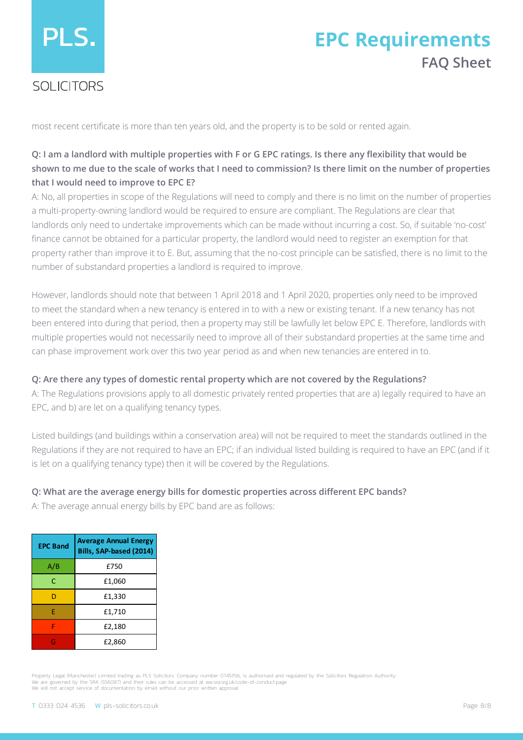most recent certificate is more than ten years old, and the property is to be sold or rented again.

**Q: I am a landlord with multiple properties with F or G EPC ratings. Is there any flexibility that would be shown to me due to the scale of works that I need to commission? Is there limit on the number of properties that I would need to improve to EPC E?**

A: No, all properties in scope of the Regulations will need to comply and there is no limit on the number of properties a multi-property-owning landlord would be required to ensure are compliant. The Regulations are clear that landlords only need to undertake improvements which can be made without incurring a cost. So, if suitable 'no-cost' finance cannot be obtained for a particular property, the landlord would need to register an exemption for that property rather than improve it to E. But, assuming that the no-cost principle can be satisfied, there is no limit to the number of substandard properties a landlord is required to improve.

However, landlords should note that between 1 April 2018 and 1 April 2020, properties only need to be improved to meet the standard when a new tenancy is entered in to with a new or existing tenant. If a new tenancy has not been entered into during that period, then a property may still be lawfully let below EPC E. Therefore, landlords with multiple properties would not necessarily need to improve all of their substandard properties at the same time and can phase improvement work over this two year period as and when new tenancies are entered in to.

**Q: Are there any types of domestic rental property which are not covered by the Regulations?**

A: The Regulations provisions apply to all domestic privately rented properties that are a) legally required to have an EPC, and b) are let on a qualifying tenancy types.

Listed buildings (and buildings within a conservation area) will not be required to meet the standards outlined in the Regulations if they are not required to have an EPC; if an individual listed building is required to have an EPC (and if it is let on a qualifying tenancy type) then it will be covered by the Regulations.

**Q: What are the average energy bills for domestic properties across different EPC bands?**

A: The average annual energy bills by EPC band are as follows:

| EPC Band | Average Annual Energy Bills, SAP-based (2014) |
|---|---|
| A/B | £750 |
| C | £1,060 |
| D | £1,330 |
| E | £1,710 |
| F | £2,180 |
| G | £2,860 |

Property Legal (Manchester) Limited trading as PLS Solicitors. Company number 07451156, is authorised and regulated by the Solicitors Regulation Authority. We are governed by the SRA (556087) and their rules can be accessed at ww.sra.org.uk/code-of-conduct.page
We will not accept service of documentation by email without our prior written approval.